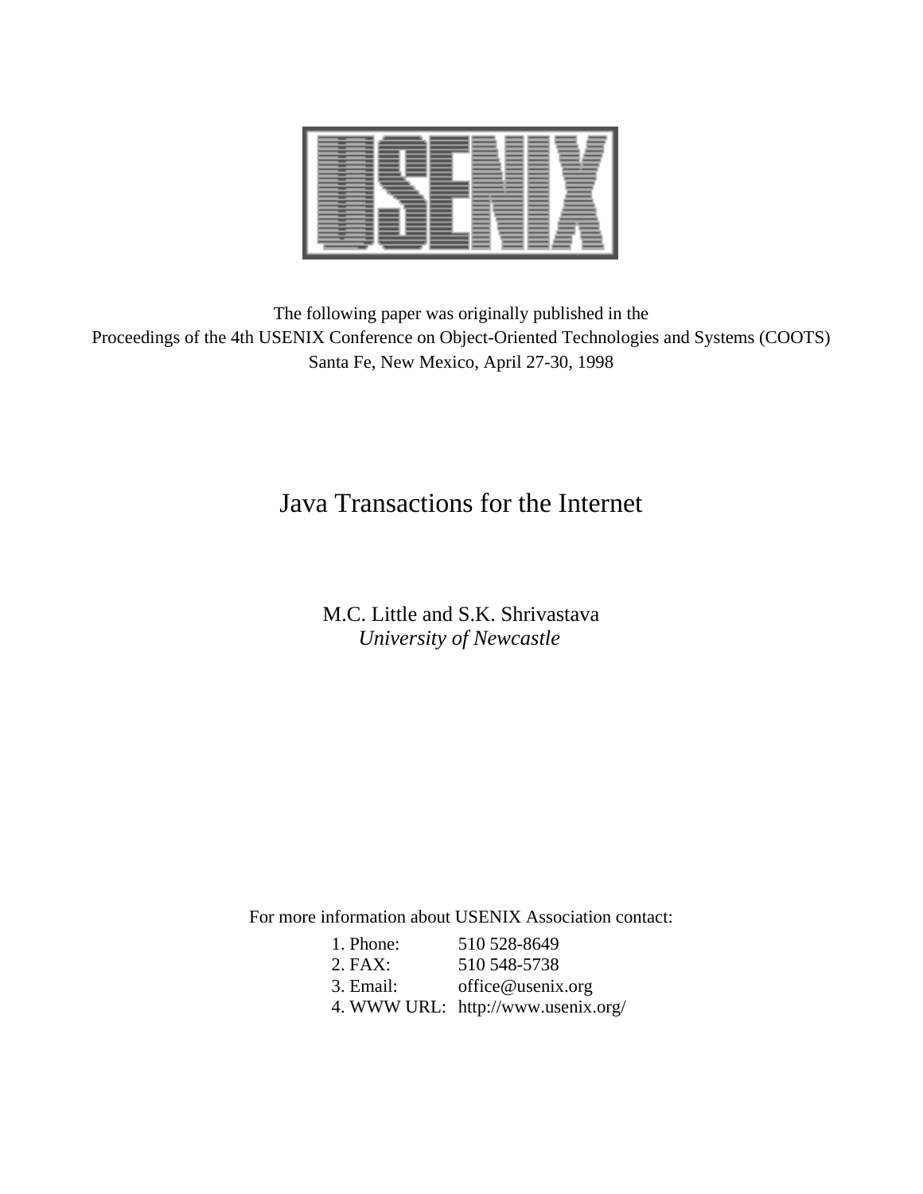The following paper was originally published in the
Proceedings of the 4th USENIX Conference on Object-Oriented Technologies and Systems (COOTS)
Santa Fe, New Mexico, April 27-30, 1998

# Java Transactions for the Internet

M.C. Little and S.K. Shrivastava
*University of Newcastle*

For more information about USENIX Association contact:

1. Phone: 510 528-8649
2. FAX: 510 548-5738
3. Email: office@usenix.org
4. WWW URL: http://www.usenix.org/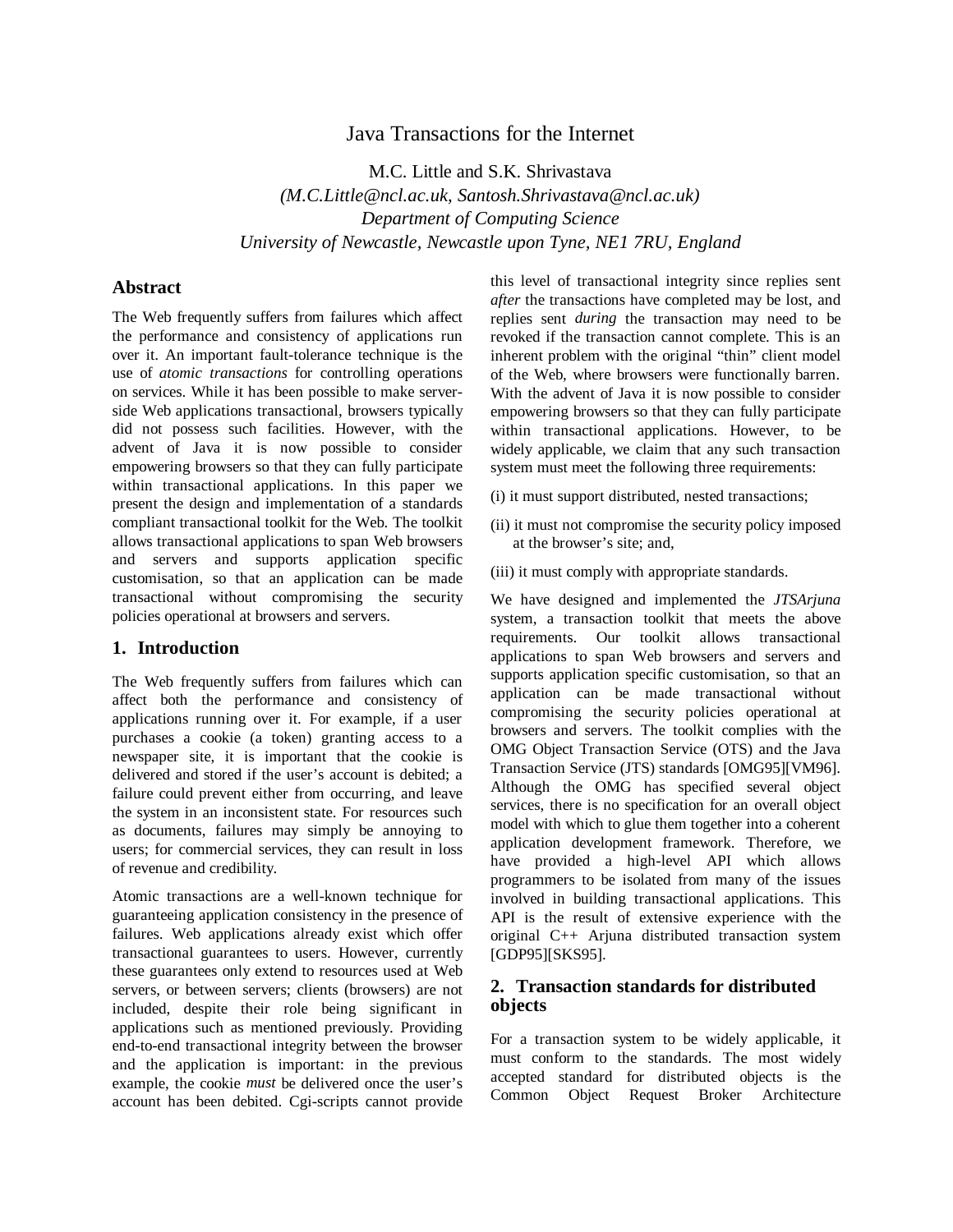# Java Transactions for the Internet

M.C. Little and S.K. Shrivastava

*(M.C.Little@ncl.ac.uk, Santosh.Shrivastava@ncl.ac.uk)*

*Department of Computing Science*

*University of Newcastle, Newcastle upon Tyne, NE1 7RU, England*

## Abstract

The Web frequently suffers from failures which affect the performance and consistency of applications run over it. An important fault-tolerance technique is the use of *atomic transactions* for controlling operations on services. While it has been possible to make server-side Web applications transactional, browsers typically did not possess such facilities. However, with the advent of Java it is now possible to consider empowering browsers so that they can fully participate within transactional applications. In this paper we present the design and implementation of a standards compliant transactional toolkit for the Web. The toolkit allows transactional applications to span Web browsers and servers and supports application specific customisation, so that an application can be made transactional without compromising the security policies operational at browsers and servers.

## 1. Introduction

The Web frequently suffers from failures which can affect both the performance and consistency of applications running over it. For example, if a user purchases a cookie (a token) granting access to a newspaper site, it is important that the cookie is delivered and stored if the user's account is debited; a failure could prevent either from occurring, and leave the system in an inconsistent state. For resources such as documents, failures may simply be annoying to users; for commercial services, they can result in loss of revenue and credibility.

Atomic transactions are a well-known technique for guaranteeing application consistency in the presence of failures. Web applications already exist which offer transactional guarantees to users. However, currently these guarantees only extend to resources used at Web servers, or between servers; clients (browsers) are not included, despite their role being significant in applications such as mentioned previously. Providing end-to-end transactional integrity between the browser and the application is important: in the previous example, the cookie *must* be delivered once the user's account has been debited. Cgi-scripts cannot provide this level of transactional integrity since replies sent *after* the transactions have completed may be lost, and replies sent *during* the transaction may need to be revoked if the transaction cannot complete. This is an inherent problem with the original "thin" client model of the Web, where browsers were functionally barren. With the advent of Java it is now possible to consider empowering browsers so that they can fully participate within transactional applications. However, to be widely applicable, we claim that any such transaction system must meet the following three requirements:

(i) it must support distributed, nested transactions;

(ii) it must not compromise the security policy imposed at the browser's site; and,

(iii) it must comply with appropriate standards.

We have designed and implemented the *JTSArjuna* system, a transaction toolkit that meets the above requirements. Our toolkit allows transactional applications to span Web browsers and servers and supports application specific customisation, so that an application can be made transactional without compromising the security policies operational at browsers and servers. The toolkit complies with the OMG Object Transaction Service (OTS) and the Java Transaction Service (JTS) standards [OMG95][VM96]. Although the OMG has specified several object services, there is no specification for an overall object model with which to glue them together into a coherent application development framework. Therefore, we have provided a high-level API which allows programmers to be isolated from many of the issues involved in building transactional applications. This API is the result of extensive experience with the original C++ Arjuna distributed transaction system [GDP95][SKS95].

## 2. Transaction standards for distributed objects

For a transaction system to be widely applicable, it must conform to the standards. The most widely accepted standard for distributed objects is the Common Object Request Broker Architecture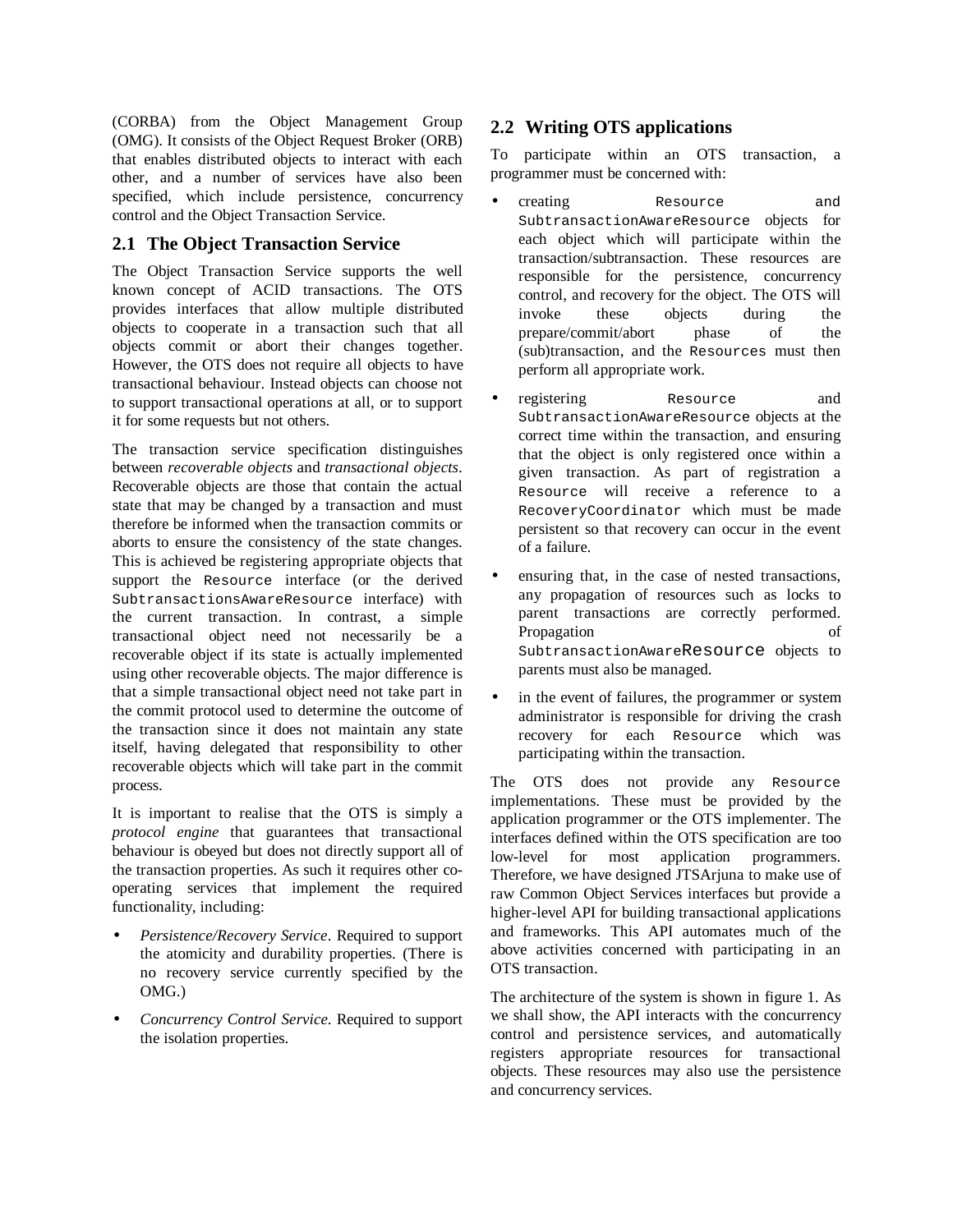(CORBA) from the Object Management Group (OMG). It consists of the Object Request Broker (ORB) that enables distributed objects to interact with each other, and a number of services have also been specified, which include persistence, concurrency control and the Object Transaction Service.

## 2.1 The Object Transaction Service

The Object Transaction Service supports the well known concept of ACID transactions. The OTS provides interfaces that allow multiple distributed objects to cooperate in a transaction such that all objects commit or abort their changes together. However, the OTS does not require all objects to have transactional behaviour. Instead objects can choose not to support transactional operations at all, or to support it for some requests but not others.

The transaction service specification distinguishes between *recoverable objects* and *transactional objects*. Recoverable objects are those that contain the actual state that may be changed by a transaction and must therefore be informed when the transaction commits or aborts to ensure the consistency of the state changes. This is achieved be registering appropriate objects that support the `Resource` interface (or the derived `SubtransactionsAwareResource` interface) with the current transaction. In contrast, a simple transactional object need not necessarily be a recoverable object if its state is actually implemented using other recoverable objects. The major difference is that a simple transactional object need not take part in the commit protocol used to determine the outcome of the transaction since it does not maintain any state itself, having delegated that responsibility to other recoverable objects which will take part in the commit process.

It is important to realise that the OTS is simply a *protocol engine* that guarantees that transactional behaviour is obeyed but does not directly support all of the transaction properties. As such it requires other co-operating services that implement the required functionality, including:

- *Persistence/Recovery Service*. Required to support the atomicity and durability properties. (There is no recovery service currently specified by the OMG.)
- *Concurrency Control Service*. Required to support the isolation properties.

## 2.2 Writing OTS applications

To participate within an OTS transaction, a programmer must be concerned with:

- creating `Resource` and `SubtransactionAwareResource` objects for each object which will participate within the transaction/subtransaction. These resources are responsible for the persistence, concurrency control, and recovery for the object. The OTS will invoke these objects during the prepare/commit/abort phase of the (sub)transaction, and the `Resources` must then perform all appropriate work.
- registering `Resource` and `SubtransactionAwareResource` objects at the correct time within the transaction, and ensuring that the object is only registered once within a given transaction. As part of registration a `Resource` will receive a reference to a `RecoveryCoordinator` which must be made persistent so that recovery can occur in the event of a failure.
- ensuring that, in the case of nested transactions, any propagation of resources such as locks to parent transactions are correctly performed. Propagation of `SubtransactionAwareResource` objects to parents must also be managed.
- in the event of failures, the programmer or system administrator is responsible for driving the crash recovery for each `Resource` which was participating within the transaction.

The OTS does not provide any `Resource` implementations. These must be provided by the application programmer or the OTS implementer. The interfaces defined within the OTS specification are too low-level for most application programmers. Therefore, we have designed JTSArjuna to make use of raw Common Object Services interfaces but provide a higher-level API for building transactional applications and frameworks. This API automates much of the above activities concerned with participating in an OTS transaction.

The architecture of the system is shown in figure 1. As we shall show, the API interacts with the concurrency control and persistence services, and automatically registers appropriate resources for transactional objects. These resources may also use the persistence and concurrency services.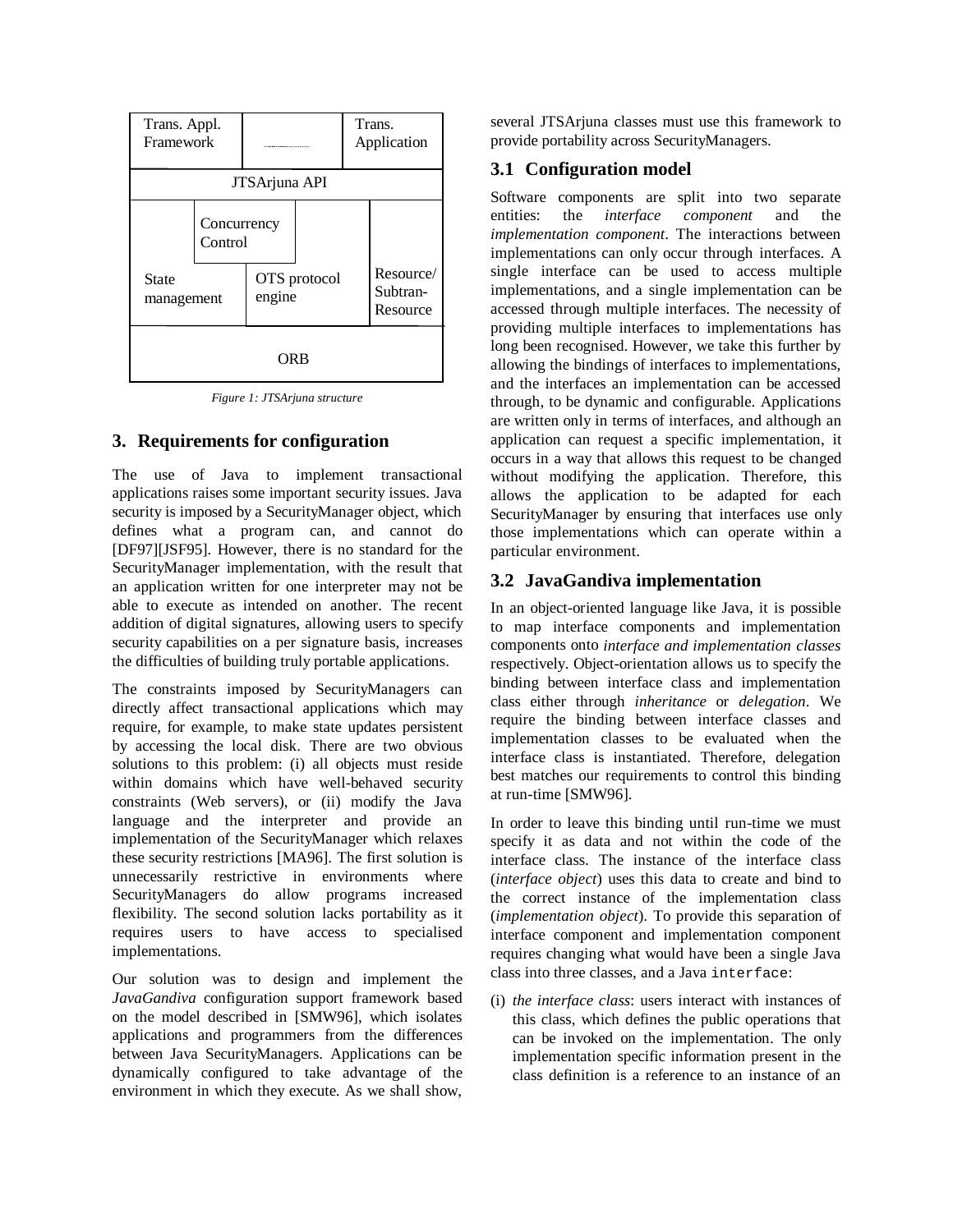| Trans. Appl. Framework | | Trans. Application |
|---|---|---|
| JTSArjuna API | | |
| State management | Concurrency Control / OTS protocol engine | Resource/ Subtran-Resource |
| ORB | | |

*Figure 1: JTSArjuna structure*

## 3. Requirements for configuration

The use of Java to implement transactional applications raises some important security issues. Java security is imposed by a SecurityManager object, which defines what a program can, and cannot do [DF97][JSF95]. However, there is no standard for the SecurityManager implementation, with the result that an application written for one interpreter may not be able to execute as intended on another. The recent addition of digital signatures, allowing users to specify security capabilities on a per signature basis, increases the difficulties of building truly portable applications.

The constraints imposed by SecurityManagers can directly affect transactional applications which may require, for example, to make state updates persistent by accessing the local disk. There are two obvious solutions to this problem: (i) all objects must reside within domains which have well-behaved security constraints (Web servers), or (ii) modify the Java language and the interpreter and provide an implementation of the SecurityManager which relaxes these security restrictions [MA96]. The first solution is unnecessarily restrictive in environments where SecurityManagers do allow programs increased flexibility. The second solution lacks portability as it requires users to have access to specialised implementations.

Our solution was to design and implement the *JavaGandiva* configuration support framework based on the model described in [SMW96], which isolates applications and programmers from the differences between Java SecurityManagers. Applications can be dynamically configured to take advantage of the environment in which they execute. As we shall show, several JTSArjuna classes must use this framework to provide portability across SecurityManagers.

### 3.1 Configuration model

Software components are split into two separate entities: the *interface component* and the *implementation component*. The interactions between implementations can only occur through interfaces. A single interface can be used to access multiple implementations, and a single implementation can be accessed through multiple interfaces. The necessity of providing multiple interfaces to implementations has long been recognised. However, we take this further by allowing the bindings of interfaces to implementations, and the interfaces an implementation can be accessed through, to be dynamic and configurable. Applications are written only in terms of interfaces, and although an application can request a specific implementation, it occurs in a way that allows this request to be changed without modifying the application. Therefore, this allows the application to be adapted for each SecurityManager by ensuring that interfaces use only those implementations which can operate within a particular environment.

### 3.2 JavaGandiva implementation

In an object-oriented language like Java, it is possible to map interface components and implementation components onto *interface and implementation classes* respectively. Object-orientation allows us to specify the binding between interface class and implementation class either through *inheritance* or *delegation*. We require the binding between interface classes and implementation classes to be evaluated when the interface class is instantiated. Therefore, delegation best matches our requirements to control this binding at run-time [SMW96].

In order to leave this binding until run-time we must specify it as data and not within the code of the interface class. The instance of the interface class (*interface object*) uses this data to create and bind to the correct instance of the implementation class (*implementation object*). To provide this separation of interface component and implementation component requires changing what would have been a single Java class into three classes, and a Java `interface`:

(i) *the interface class*: users interact with instances of this class, which defines the public operations that can be invoked on the implementation. The only implementation specific information present in the class definition is a reference to an instance of an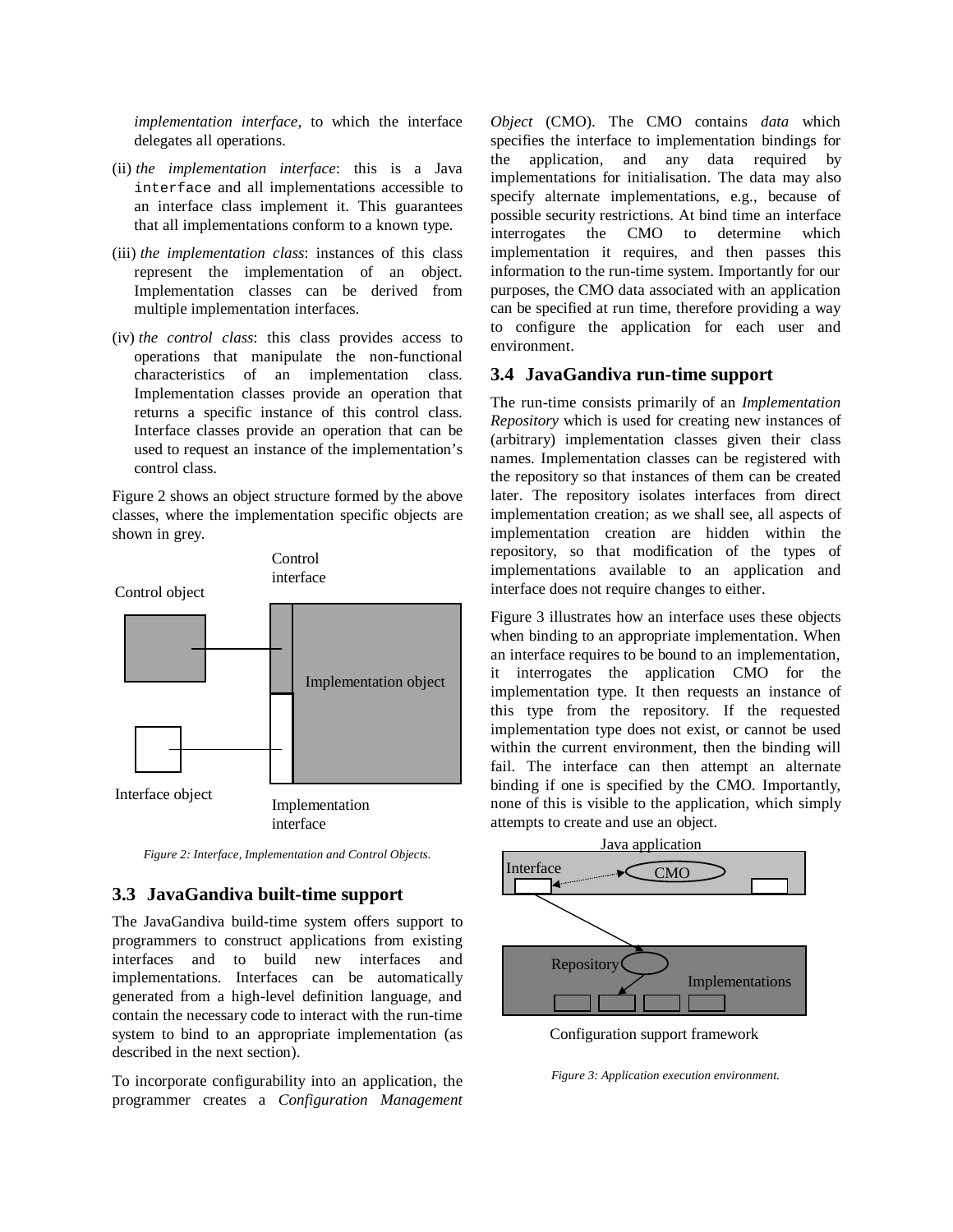*implementation interface*, to which the interface delegates all operations.

(ii) *the implementation interface*: this is a Java `interface` and all implementations accessible to an interface class implement it. This guarantees that all implementations conform to a known type.

(iii) *the implementation class*: instances of this class represent the implementation of an object. Implementation classes can be derived from multiple implementation interfaces.

(iv) *the control class*: this class provides access to operations that manipulate the non-functional characteristics of an implementation class. Implementation classes provide an operation that returns a specific instance of this control class. Interface classes provide an operation that can be used to request an instance of the implementation's control class.

Figure 2 shows an object structure formed by the above classes, where the implementation specific objects are shown in grey.

Control object

Control interface

Implementation object

Interface object

Implementation interface

*Figure 2: Interface, Implementation and Control Objects.*

## 3.3 JavaGandiva built-time support

The JavaGandiva build-time system offers support to programmers to construct applications from existing interfaces and to build new interfaces and implementations. Interfaces can be automatically generated from a high-level definition language, and contain the necessary code to interact with the run-time system to bind to an appropriate implementation (as described in the next section).

To incorporate configurability into an application, the programmer creates a *Configuration Management Object* (CMO). The CMO contains *data* which specifies the interface to implementation bindings for the application, and any data required by implementations for initialisation. The data may also specify alternate implementations, e.g., because of possible security restrictions. At bind time an interface interrogates the CMO to determine which implementation it requires, and then passes this information to the run-time system. Importantly for our purposes, the CMO data associated with an application can be specified at run time, therefore providing a way to configure the application for each user and environment.

## 3.4 JavaGandiva run-time support

The run-time consists primarily of an *Implementation Repository* which is used for creating new instances of (arbitrary) implementation classes given their class names. Implementation classes can be registered with the repository so that instances of them can be created later. The repository isolates interfaces from direct implementation creation; as we shall see, all aspects of implementation creation are hidden within the repository, so that modification of the types of implementations available to an application and interface does not require changes to either.

Figure 3 illustrates how an interface uses these objects when binding to an appropriate implementation. When an interface requires to be bound to an implementation, it interrogates the application CMO for the implementation type. It then requests an instance of this type from the repository. If the requested implementation type does not exist, or cannot be used within the current environment, then the binding will fail. The interface can then attempt an alternate binding if one is specified by the CMO. Importantly, none of this is visible to the application, which simply attempts to create and use an object.

Java application

Interface

CMO

Repository

Implementations

Configuration support framework

*Figure 3: Application execution environment.*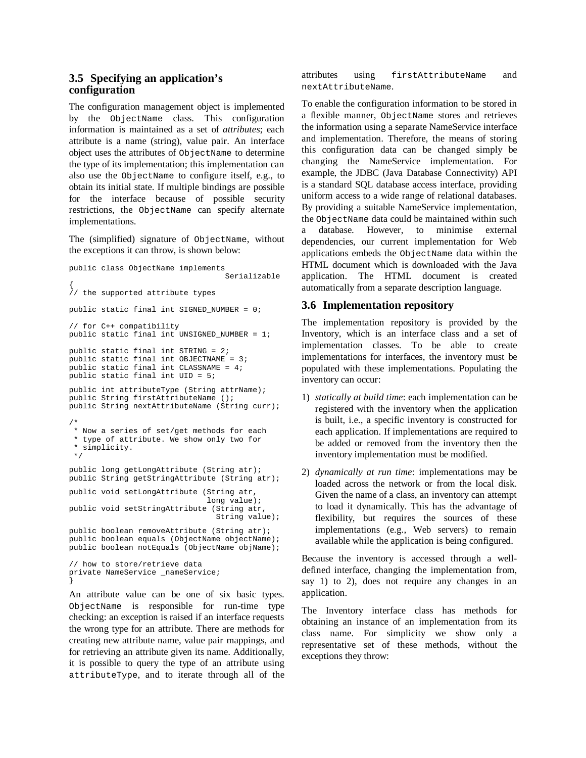## 3.5 Specifying an application's configuration

The configuration management object is implemented by the `ObjectName` class. This configuration information is maintained as a set of *attributes*; each attribute is a name (string), value pair. An interface object uses the attributes of `ObjectName` to determine the type of its implementation; this implementation can also use the `ObjectName` to configure itself, e.g., to obtain its initial state. If multiple bindings are possible for the interface because of possible security restrictions, the `ObjectName` can specify alternate implementations.

The (simplified) signature of `ObjectName`, without the exceptions it can throw, is shown below:

```
public class ObjectName implements
                                  Serializable
{
// the supported attribute types

public static final int SIGNED_NUMBER = 0;

// for C++ compatibility
public static final int UNSIGNED_NUMBER = 1;

public static final int STRING = 2;
public static final int OBJECTNAME = 3;
public static final int CLASSNAME = 4;
public static final int UID = 5;

public int attributeType (String attrName);
public String firstAttributeName ();
public String nextAttributeName (String curr);

/*
 * Now a series of set/get methods for each
 * type of attribute. We show only two for
 * simplicity.
 */

public long getLongAttribute (String atr);
public String getStringAttribute (String atr);

public void setLongAttribute (String atr,
                              long value);
public void setStringAttribute (String atr,
                                String value);

public boolean removeAttribute (String atr);
public boolean equals (ObjectName objectName);
public boolean notEquals (ObjectName objName);

// how to store/retrieve data
private NameService _nameService;
}
```

An attribute value can be one of six basic types. `ObjectName` is responsible for run-time type checking: an exception is raised if an interface requests the wrong type for an attribute. There are methods for creating new attribute name, value pair mappings, and for retrieving an attribute given its name. Additionally, it is possible to query the type of an attribute using `attributeType`, and to iterate through all of the attributes using `firstAttributeName` and `nextAttributeName`.

To enable the configuration information to be stored in a flexible manner, `ObjectName` stores and retrieves the information using a separate NameService interface and implementation. Therefore, the means of storing this configuration data can be changed simply be changing the NameService implementation. For example, the JDBC (Java Database Connectivity) API is a standard SQL database access interface, providing uniform access to a wide range of relational databases. By providing a suitable NameService implementation, the `ObjectName` data could be maintained within such a database. However, to minimise external dependencies, our current implementation for Web applications embeds the `ObjectName` data within the HTML document which is downloaded with the Java application. The HTML document is created automatically from a separate description language.

## 3.6 Implementation repository

The implementation repository is provided by the Inventory, which is an interface class and a set of implementation classes. To be able to create implementations for interfaces, the inventory must be populated with these implementations. Populating the inventory can occur:

1) *statically at build time*: each implementation can be registered with the inventory when the application is built, i.e., a specific inventory is constructed for each application. If implementations are required to be added or removed from the inventory then the inventory implementation must be modified.

2) *dynamically at run time*: implementations may be loaded across the network or from the local disk. Given the name of a class, an inventory can attempt to load it dynamically. This has the advantage of flexibility, but requires the sources of these implementations (e.g., Web servers) to remain available while the application is being configured.

Because the inventory is accessed through a well-defined interface, changing the implementation from, say 1) to 2), does not require any changes in an application.

The Inventory interface class has methods for obtaining an instance of an implementation from its class name. For simplicity we show only a representative set of these methods, without the exceptions they throw: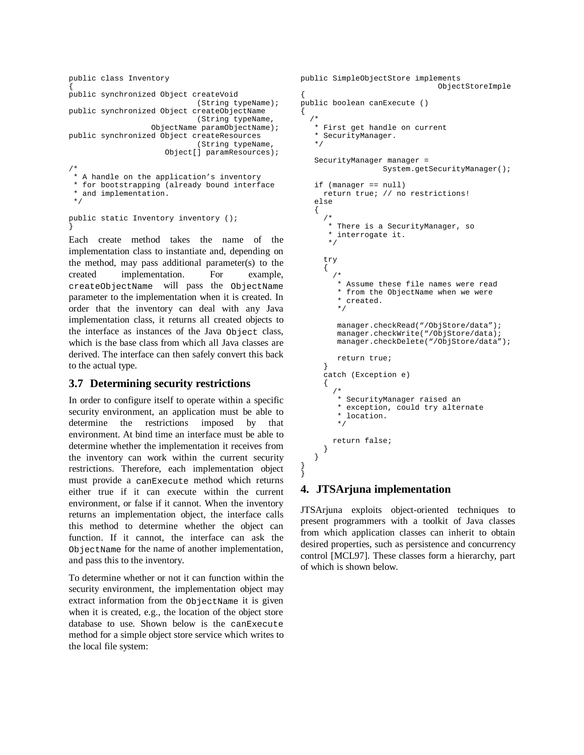```
public class Inventory
{
public synchronized Object createVoid
                              (String typeName);
public synchronized Object createObjectName
                              (String typeName,
                  ObjectName paramObjectName);
public synchronized Object createResources
                              (String typeName,
                     Object[] paramResources);

/*
 * A handle on the application's inventory
 * for bootstrapping (already bound interface
 * and implementation.
 */

public static Inventory inventory ();
}
```

Each create method takes the name of the implementation class to instantiate and, depending on the method, may pass additional parameter(s) to the created implementation. For example, `createObjectName` will pass the `ObjectName` parameter to the implementation when it is created. In order that the inventory can deal with any Java implementation class, it returns all created objects to the interface as instances of the Java `Object` class, which is the base class from which all Java classes are derived. The interface can then safely convert this back to the actual type.

### 3.7 Determining security restrictions

In order to configure itself to operate within a specific security environment, an application must be able to determine the restrictions imposed by that environment. At bind time an interface must be able to determine whether the implementation it receives from the inventory can work within the current security restrictions. Therefore, each implementation object must provide a `canExecute` method which returns either true if it can execute within the current environment, or false if it cannot. When the inventory returns an implementation object, the interface calls this method to determine whether the object can function. If it cannot, the interface can ask the `ObjectName` for the name of another implementation, and pass this to the inventory.

To determine whether or not it can function within the security environment, the implementation object may extract information from the `ObjectName` it is given when it is created, e.g., the location of the object store database to use. Shown below is the `canExecute` method for a simple object store service which writes to the local file system:

```
public SimpleObjectStore implements
                            ObjectStoreImple
{
public boolean canExecute ()
{
  /*
   * First get handle on current
   * SecurityManager.
   */

   SecurityManager manager =
                System.getSecurityManager();

   if (manager == null)
     return true; // no restrictions!
   else
   {
     /*
      * There is a SecurityManager, so
      * interrogate it.
      */

     try
     {
       /*
        * Assume these file names were read
        * from the ObjectName when we were
        * created.
        */

        manager.checkRead("/ObjStore/data");
        manager.checkWrite("/ObjStore/data);
        manager.checkDelete("/ObjStore/data");

        return true;
     }
     catch (Exception e)
     {
       /*
        * SecurityManager raised an
        * exception, could try alternate
        * location.
        */

       return false;
     }
   }
}
}
```

## 4. JTSArjuna implementation

JTSArjuna exploits object-oriented techniques to present programmers with a toolkit of Java classes from which application classes can inherit to obtain desired properties, such as persistence and concurrency control [MCL97]. These classes form a hierarchy, part of which is shown below.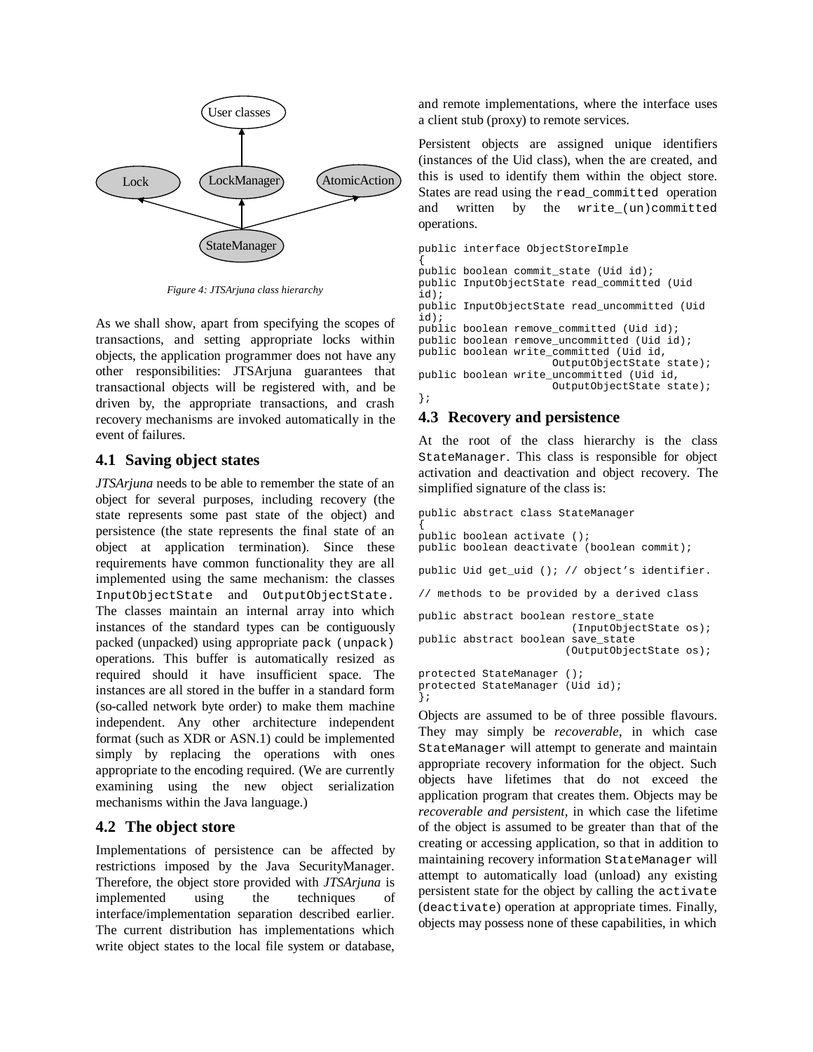Figure 4: JTSArjuna class hierarchy

As we shall show, apart from specifying the scopes of transactions, and setting appropriate locks within objects, the application programmer does not have any other responsibilities: JTSArjuna guarantees that transactional objects will be registered with, and be driven by, the appropriate transactions, and crash recovery mechanisms are invoked automatically in the event of failures.

## 4.1 Saving object states

*JTSArjuna* needs to be able to remember the state of an object for several purposes, including recovery (the state represents some past state of the object) and persistence (the state represents the final state of an object at application termination). Since these requirements have common functionality they are all implemented using the same mechanism: the classes `InputObjectState` and `OutputObjectState`. The classes maintain an internal array into which instances of the standard types can be contiguously packed (unpacked) using appropriate `pack (unpack)` operations. This buffer is automatically resized as required should it have insufficient space. The instances are all stored in the buffer in a standard form (so-called network byte order) to make them machine independent. Any other architecture independent format (such as XDR or ASN.1) could be implemented simply by replacing the operations with ones appropriate to the encoding required. (We are currently examining using the new object serialization mechanisms within the Java language.)

## 4.2 The object store

Implementations of persistence can be affected by restrictions imposed by the Java SecurityManager. Therefore, the object store provided with *JTSArjuna* is implemented using the techniques of interface/implementation separation described earlier. The current distribution has implementations which write object states to the local file system or database, and remote implementations, where the interface uses a client stub (proxy) to remote services.

Persistent objects are assigned unique identifiers (instances of the Uid class), when the are created, and this is used to identify them within the object store. States are read using the `read_committed` operation and written by the `write_(un)committed` operations.

```
public interface ObjectStoreImple
{
public boolean commit_state (Uid id);
public InputObjectState read_committed (Uid id);
public InputObjectState read_uncommitted (Uid id);
public boolean remove_committed (Uid id);
public boolean remove_uncommitted (Uid id);
public boolean write_committed (Uid id,
                    OutputObjectState state);
public boolean write_uncommitted (Uid id,
                    OutputObjectState state);
};
```

## 4.3 Recovery and persistence

At the root of the class hierarchy is the class `StateManager`. This class is responsible for object activation and deactivation and object recovery. The simplified signature of the class is:

```
public abstract class StateManager
{
public boolean activate ();
public boolean deactivate (boolean commit);

public Uid get_uid (); // object's identifier.

// methods to be provided by a derived class

public abstract boolean restore_state
                        (InputObjectState os);
public abstract boolean save_state
                       (OutputObjectState os);

protected StateManager ();
protected StateManager (Uid id);
};
```

Objects are assumed to be of three possible flavours. They may simply be *recoverable*, in which case `StateManager` will attempt to generate and maintain appropriate recovery information for the object. Such objects have lifetimes that do not exceed the application program that creates them. Objects may be *recoverable and persistent*, in which case the lifetime of the object is assumed to be greater than that of the creating or accessing application, so that in addition to maintaining recovery information `StateManager` will attempt to automatically load (unload) any existing persistent state for the object by calling the `activate` (`deactivate`) operation at appropriate times. Finally, objects may possess none of these capabilities, in which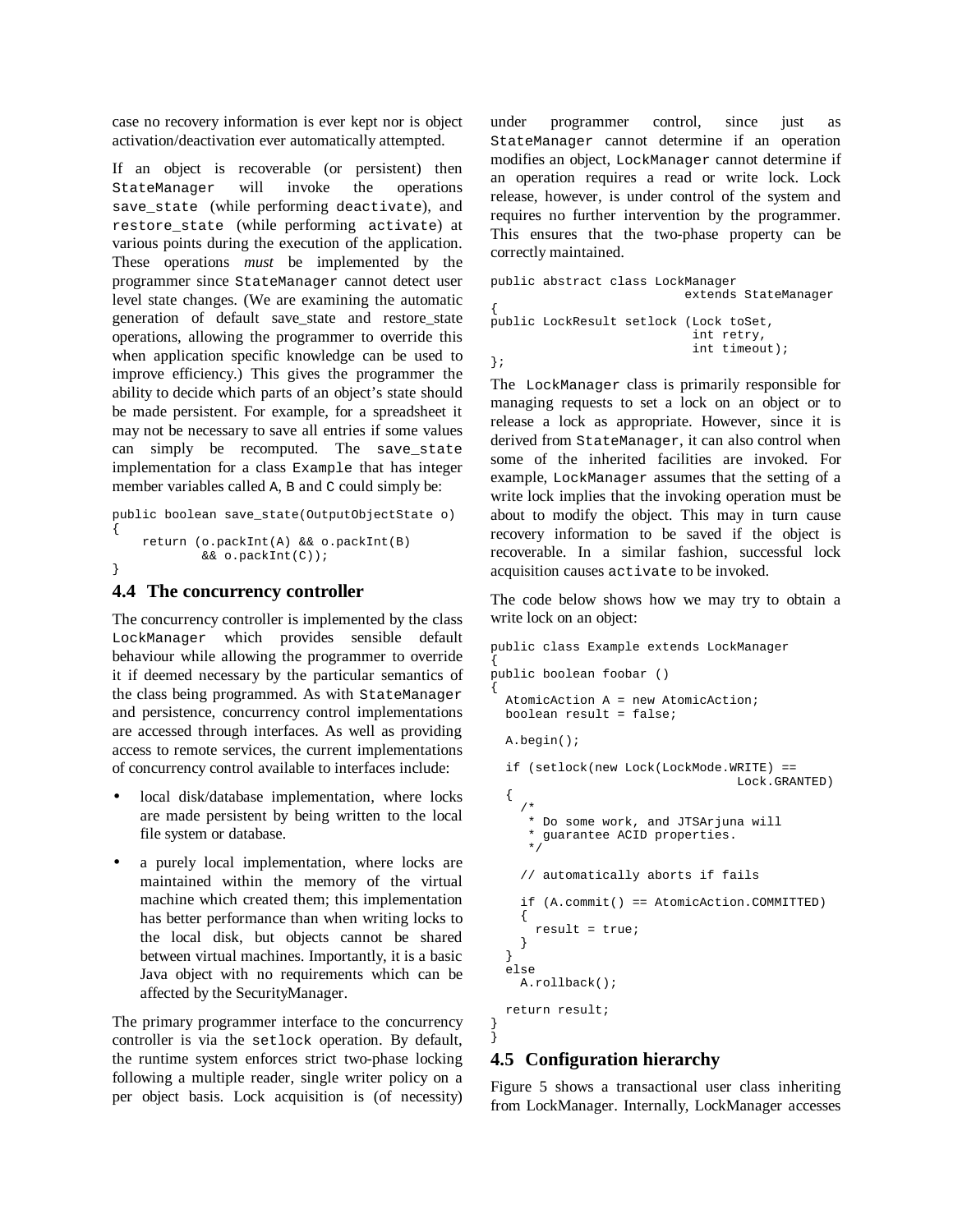case no recovery information is ever kept nor is object activation/deactivation ever automatically attempted.

If an object is recoverable (or persistent) then StateManager will invoke the operations save_state (while performing deactivate), and restore_state (while performing activate) at various points during the execution of the application. These operations *must* be implemented by the programmer since StateManager cannot detect user level state changes. (We are examining the automatic generation of default save_state and restore_state operations, allowing the programmer to override this when application specific knowledge can be used to improve efficiency.) This gives the programmer the ability to decide which parts of an object's state should be made persistent. For example, for a spreadsheet it may not be necessary to save all entries if some values can simply be recomputed. The save_state implementation for a class Example that has integer member variables called A, B and C could simply be:

```
public boolean save_state(OutputObjectState o)
{
    return (o.packInt(A) && o.packInt(B)
            && o.packInt(C));
}
```

## 4.4 The concurrency controller

The concurrency controller is implemented by the class LockManager which provides sensible default behaviour while allowing the programmer to override it if deemed necessary by the particular semantics of the class being programmed. As with StateManager and persistence, concurrency control implementations are accessed through interfaces. As well as providing access to remote services, the current implementations of concurrency control available to interfaces include:

- local disk/database implementation, where locks are made persistent by being written to the local file system or database.
- a purely local implementation, where locks are maintained within the memory of the virtual machine which created them; this implementation has better performance than when writing locks to the local disk, but objects cannot be shared between virtual machines. Importantly, it is a basic Java object with no requirements which can be affected by the SecurityManager.

The primary programmer interface to the concurrency controller is via the setlock operation. By default, the runtime system enforces strict two-phase locking following a multiple reader, single writer policy on a per object basis. Lock acquisition is (of necessity) under programmer control, since just as StateManager cannot determine if an operation modifies an object, LockManager cannot determine if an operation requires a read or write lock. Lock release, however, is under control of the system and requires no further intervention by the programmer. This ensures that the two-phase property can be correctly maintained.

```
public abstract class LockManager
                         extends StateManager
{
public LockResult setlock (Lock toSet,
                          int retry,
                          int timeout);
};
```

The LockManager class is primarily responsible for managing requests to set a lock on an object or to release a lock as appropriate. However, since it is derived from StateManager, it can also control when some of the inherited facilities are invoked. For example, LockManager assumes that the setting of a write lock implies that the invoking operation must be about to modify the object. This may in turn cause recovery information to be saved if the object is recoverable. In a similar fashion, successful lock acquisition causes activate to be invoked.

The code below shows how we may try to obtain a write lock on an object:

```
public class Example extends LockManager
{
public boolean foobar ()
{
  AtomicAction A = new AtomicAction;
  boolean result = false;

  A.begin();

  if (setlock(new Lock(LockMode.WRITE) ==
                               Lock.GRANTED)
  {
    /*
     * Do some work, and JTSArjuna will
     * guarantee ACID properties.
     */

    // automatically aborts if fails

    if (A.commit() == AtomicAction.COMMITTED)
    {
      result = true;
    }
  }
  else
    A.rollback();

  return result;
}
}
```

## 4.5 Configuration hierarchy

Figure 5 shows a transactional user class inheriting from LockManager. Internally, LockManager accesses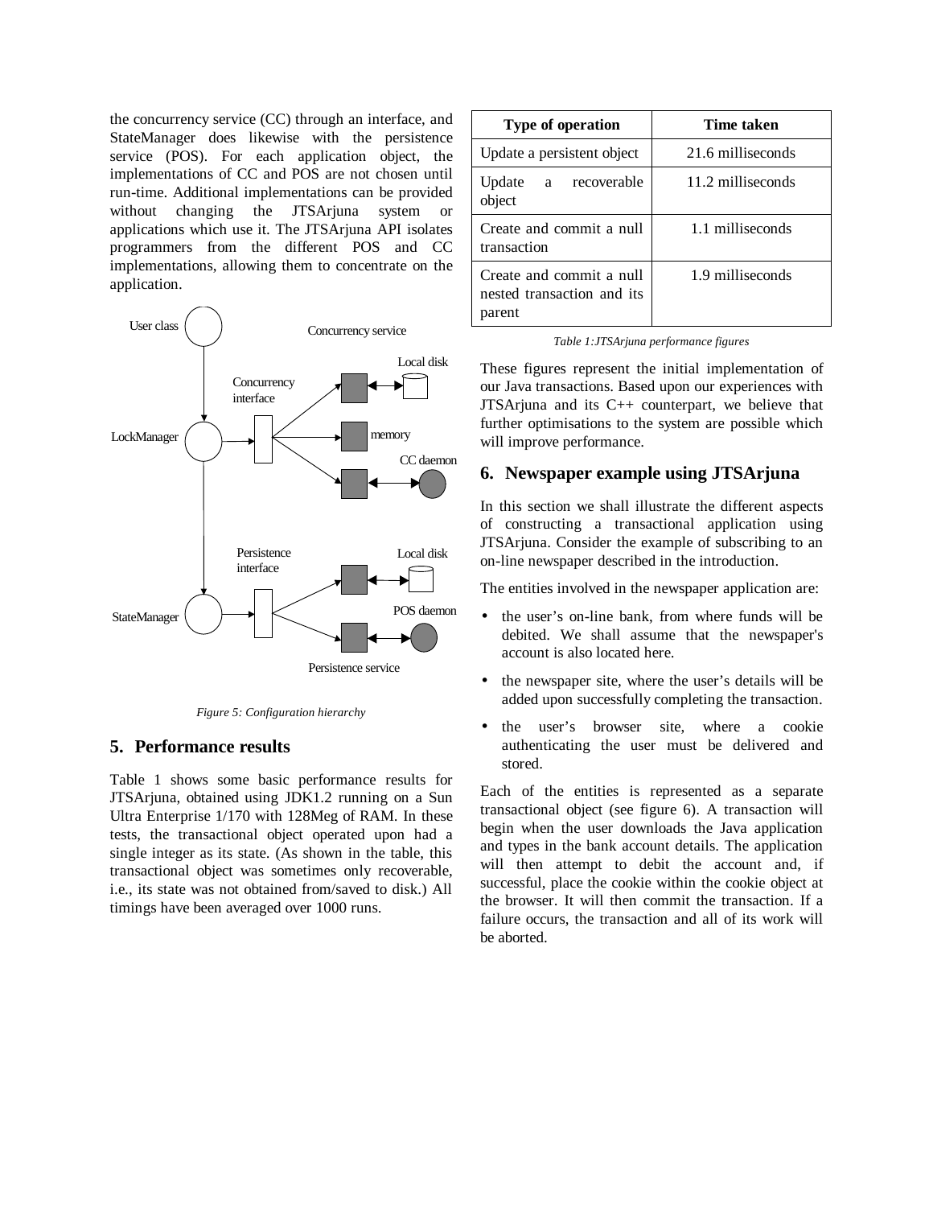the concurrency service (CC) through an interface, and StateManager does likewise with the persistence service (POS). For each application object, the implementations of CC and POS are not chosen until run-time. Additional implementations can be provided without changing the JTSArjuna system or applications which use it. The JTSArjuna API isolates programmers from the different POS and CC implementations, allowing them to concentrate on the application.

*Figure 5: Configuration hierarchy*

## 5. Performance results

Table 1 shows some basic performance results for JTSArjuna, obtained using JDK1.2 running on a Sun Ultra Enterprise 1/170 with 128Meg of RAM. In these tests, the transactional object operated upon had a single integer as its state. (As shown in the table, this transactional object was sometimes only recoverable, i.e., its state was not obtained from/saved to disk.) All timings have been averaged over 1000 runs.

| Type of operation | Time taken |
| --- | --- |
| Update a persistent object | 21.6 milliseconds |
| Update a recoverable object | 11.2 milliseconds |
| Create and commit a null transaction | 1.1 milliseconds |
| Create and commit a null nested transaction and its parent | 1.9 milliseconds |

*Table 1:JTSArjuna performance figures*

These figures represent the initial implementation of our Java transactions. Based upon our experiences with JTSArjuna and its C++ counterpart, we believe that further optimisations to the system are possible which will improve performance.

## 6. Newspaper example using JTSArjuna

In this section we shall illustrate the different aspects of constructing a transactional application using JTSArjuna. Consider the example of subscribing to an on-line newspaper described in the introduction.

The entities involved in the newspaper application are:

- the user's on-line bank, from where funds will be debited. We shall assume that the newspaper's account is also located here.
- the newspaper site, where the user's details will be added upon successfully completing the transaction.
- the user's browser site, where a cookie authenticating the user must be delivered and stored.

Each of the entities is represented as a separate transactional object (see figure 6). A transaction will begin when the user downloads the Java application and types in the bank account details. The application will then attempt to debit the account and, if successful, place the cookie within the cookie object at the browser. It will then commit the transaction. If a failure occurs, the transaction and all of its work will be aborted.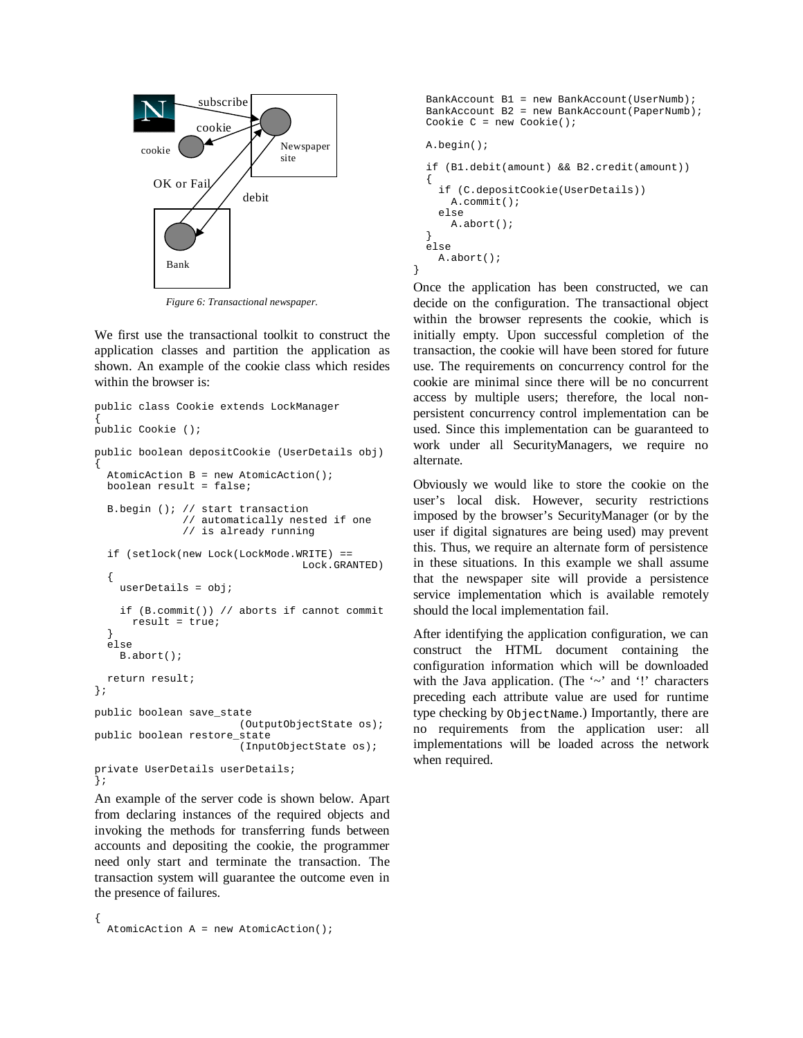Figure 6: Transactional newspaper.

We first use the transactional toolkit to construct the application classes and partition the application as shown. An example of the cookie class which resides within the browser is:

```
public class Cookie extends LockManager
{
public Cookie ();

public boolean depositCookie (UserDetails obj)
{
  AtomicAction B = new AtomicAction();
  boolean result = false;

  B.begin (); // start transaction
              // automatically nested if one
              // is already running

  if (setlock(new Lock(LockMode.WRITE) ==
                                   Lock.GRANTED)
  {
    userDetails = obj;

    if (B.commit()) // aborts if cannot commit
      result = true;
  }
  else
    B.abort();

  return result;
};

public boolean save_state
                       (OutputObjectState os);
public boolean restore_state
                       (InputObjectState os);

private UserDetails userDetails;
};
```

An example of the server code is shown below. Apart from declaring instances of the required objects and invoking the methods for transferring funds between accounts and depositing the cookie, the programmer need only start and terminate the transaction. The transaction system will guarantee the outcome even in the presence of failures.

```
{
  AtomicAction A = new AtomicAction();
  BankAccount B1 = new BankAccount(UserNumb);
  BankAccount B2 = new BankAccount(PaperNumb);
  Cookie C = new Cookie();

  A.begin();

  if (B1.debit(amount) && B2.credit(amount))
  {
    if (C.depositCookie(UserDetails))
      A.commit();
    else
      A.abort();
  }
  else
    A.abort();
}
```

Once the application has been constructed, we can decide on the configuration. The transactional object within the browser represents the cookie, which is initially empty. Upon successful completion of the transaction, the cookie will have been stored for future use. The requirements on concurrency control for the cookie are minimal since there will be no concurrent access by multiple users; therefore, the local non-persistent concurrency control implementation can be used. Since this implementation can be guaranteed to work under all SecurityManagers, we require no alternate.

Obviously we would like to store the cookie on the user's local disk. However, security restrictions imposed by the browser's SecurityManager (or by the user if digital signatures are being used) may prevent this. Thus, we require an alternate form of persistence in these situations. In this example we shall assume that the newspaper site will provide a persistence service implementation which is available remotely should the local implementation fail.

After identifying the application configuration, we can construct the HTML document containing the configuration information which will be downloaded with the Java application. (The '~' and '!' characters preceding each attribute value are used for runtime type checking by `ObjectName`.) Importantly, there are no requirements from the application user: all implementations will be loaded across the network when required.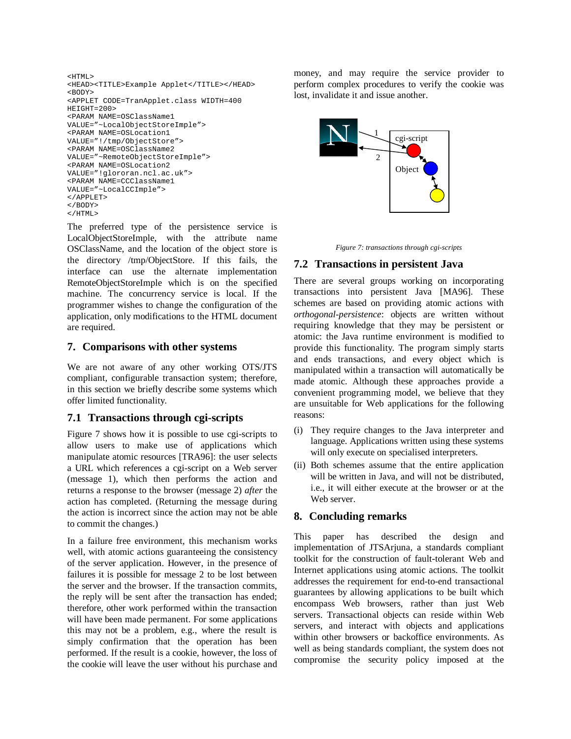```
<HTML>
<HEAD><TITLE>Example Applet</TITLE></HEAD>
<BODY>
<APPLET CODE=TranApplet.class WIDTH=400
HEIGHT=200>
<PARAM NAME=OSClassName1
VALUE="~LocalObjectStoreImple">
<PARAM NAME=OSLocation1
VALUE="!/tmp/ObjectStore">
<PARAM NAME=OSClassName2
VALUE="~RemoteObjectStoreImple">
<PARAM NAME=OSLocation2
VALUE="!glororan.ncl.ac.uk">
<PARAM NAME=CCClassName1
VALUE="~LocalCCImple">
</APPLET>
</BODY>
</HTML>
```

The preferred type of the persistence service is LocalObjectStoreImple, with the attribute name OSClassName, and the location of the object store is the directory /tmp/ObjectStore. If this fails, the interface can use the alternate implementation RemoteObjectStoreImple which is on the specified machine. The concurrency service is local. If the programmer wishes to change the configuration of the application, only modifications to the HTML document are required.

## 7. Comparisons with other systems

We are not aware of any other working OTS/JTS compliant, configurable transaction system; therefore, in this section we briefly describe some systems which offer limited functionality.

### 7.1 Transactions through cgi-scripts

Figure 7 shows how it is possible to use cgi-scripts to allow users to make use of applications which manipulate atomic resources [TRA96]: the user selects a URL which references a cgi-script on a Web server (message 1), which then performs the action and returns a response to the browser (message 2) *after* the action has completed. (Returning the message during the action is incorrect since the action may not be able to commit the changes.)

In a failure free environment, this mechanism works well, with atomic actions guaranteeing the consistency of the server application. However, in the presence of failures it is possible for message 2 to be lost between the server and the browser. If the transaction commits, the reply will be sent after the transaction has ended; therefore, other work performed within the transaction will have been made permanent. For some applications this may not be a problem, e.g., where the result is simply confirmation that the operation has been performed. If the result is a cookie, however, the loss of the cookie will leave the user without his purchase and money, and may require the service provider to perform complex procedures to verify the cookie was lost, invalidate it and issue another.

*Figure 7: transactions through cgi-scripts*

### 7.2 Transactions in persistent Java

There are several groups working on incorporating transactions into persistent Java [MA96]. These schemes are based on providing atomic actions with *orthogonal-persistence*: objects are written without requiring knowledge that they may be persistent or atomic: the Java runtime environment is modified to provide this functionality. The program simply starts and ends transactions, and every object which is manipulated within a transaction will automatically be made atomic. Although these approaches provide a convenient programming model, we believe that they are unsuitable for Web applications for the following reasons:

(i) They require changes to the Java interpreter and language. Applications written using these systems will only execute on specialised interpreters.

(ii) Both schemes assume that the entire application will be written in Java, and will not be distributed, i.e., it will either execute at the browser or at the Web server.

## 8. Concluding remarks

This paper has described the design and implementation of JTSArjuna, a standards compliant toolkit for the construction of fault-tolerant Web and Internet applications using atomic actions. The toolkit addresses the requirement for end-to-end transactional guarantees by allowing applications to be built which encompass Web browsers, rather than just Web servers. Transactional objects can reside within Web servers, and interact with objects and applications within other browsers or backoffice environments. As well as being standards compliant, the system does not compromise the security policy imposed at the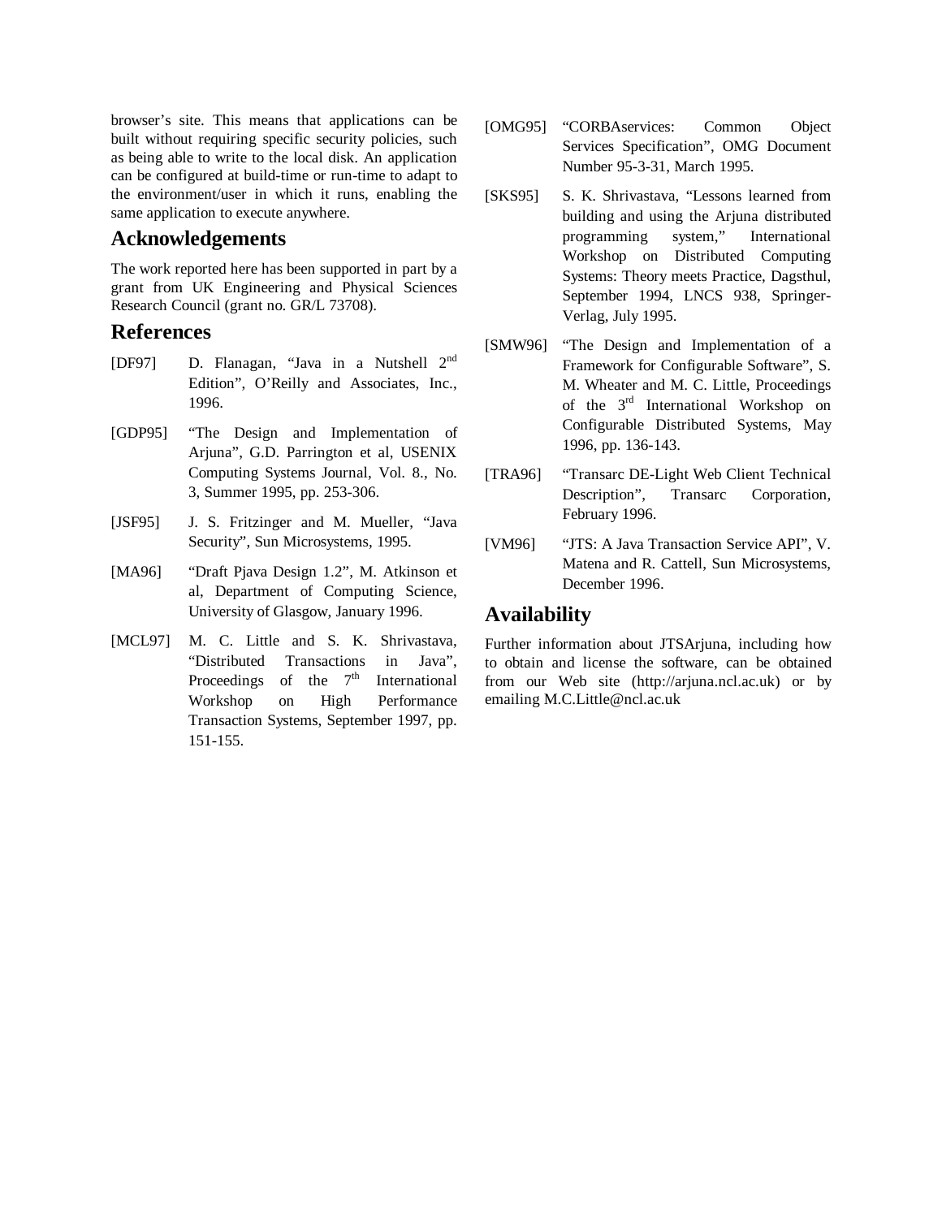browser's site. This means that applications can be built without requiring specific security policies, such as being able to write to the local disk. An application can be configured at build-time or run-time to adapt to the environment/user in which it runs, enabling the same application to execute anywhere.

## Acknowledgements

The work reported here has been supported in part by a grant from UK Engineering and Physical Sciences Research Council (grant no. GR/L 73708).

## References

[DF97] D. Flanagan, "Java in a Nutshell 2nd Edition", O'Reilly and Associates, Inc., 1996.

[GDP95] "The Design and Implementation of Arjuna", G.D. Parrington et al, USENIX Computing Systems Journal, Vol. 8., No. 3, Summer 1995, pp. 253-306.

[JSF95] J. S. Fritzinger and M. Mueller, "Java Security", Sun Microsystems, 1995.

[MA96] "Draft Pjava Design 1.2", M. Atkinson et al, Department of Computing Science, University of Glasgow, January 1996.

[MCL97] M. C. Little and S. K. Shrivastava, "Distributed Transactions in Java", Proceedings of the 7th International Workshop on High Performance Transaction Systems, September 1997, pp. 151-155.

[OMG95] "CORBAservices: Common Object Services Specification", OMG Document Number 95-3-31, March 1995.

[SKS95] S. K. Shrivastava, "Lessons learned from building and using the Arjuna distributed programming system," International Workshop on Distributed Computing Systems: Theory meets Practice, Dagsthul, September 1994, LNCS 938, Springer-Verlag, July 1995.

[SMW96] "The Design and Implementation of a Framework for Configurable Software", S. M. Wheater and M. C. Little, Proceedings of the 3rd International Workshop on Configurable Distributed Systems, May 1996, pp. 136-143.

[TRA96] "Transarc DE-Light Web Client Technical Description", Transarc Corporation, February 1996.

[VM96] "JTS: A Java Transaction Service API", V. Matena and R. Cattell, Sun Microsystems, December 1996.

## Availability

Further information about JTSArjuna, including how to obtain and license the software, can be obtained from our Web site (http://arjuna.ncl.ac.uk) or by emailing M.C.Little@ncl.ac.uk